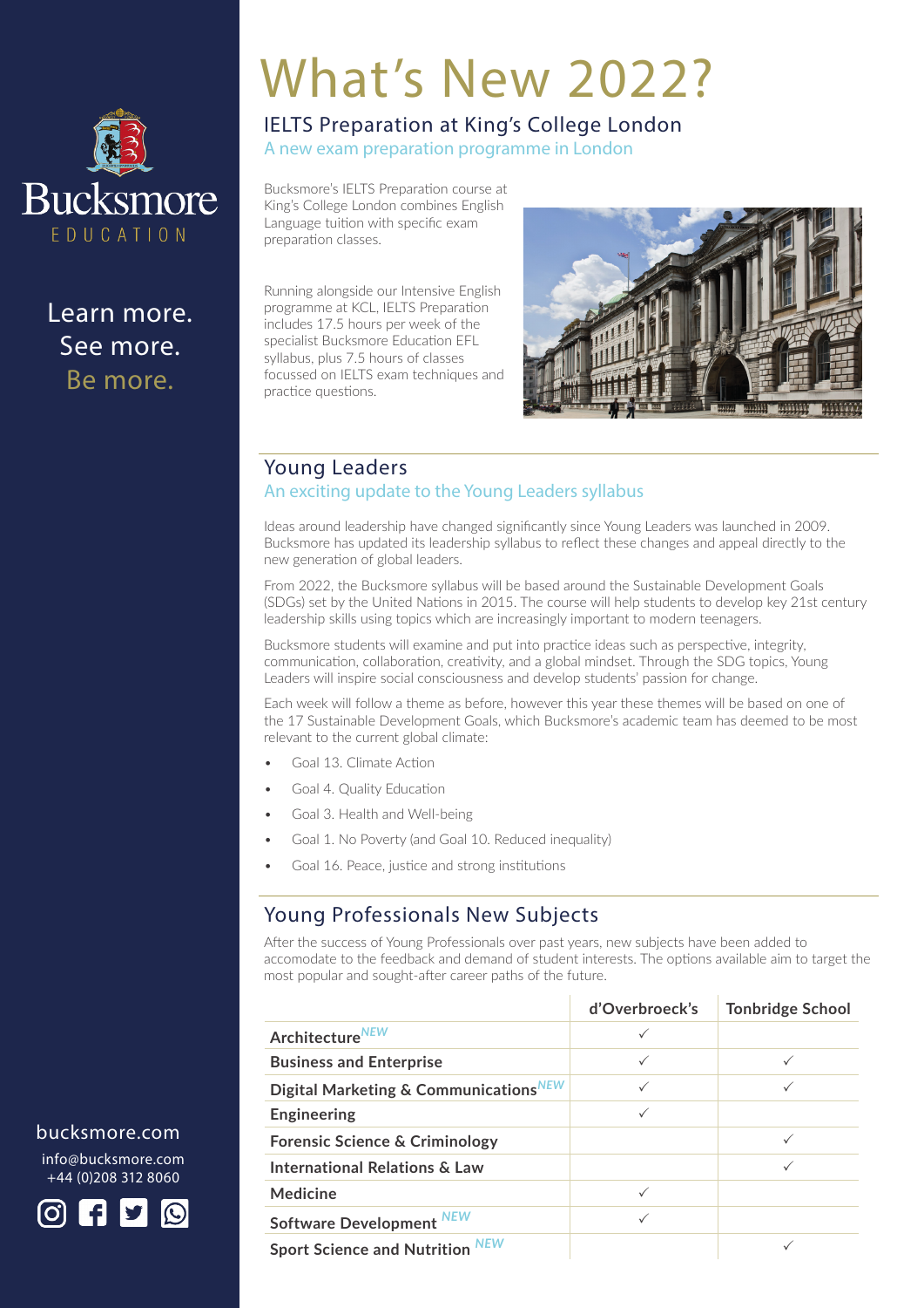Bucksmore EDUCATION

Learn more.
See more.
Be more.

# What's New 2022?

## IELTS Preparation at King's College London

A new exam preparation programme in London

Bucksmore's IELTS Preparation course at King's College London combines English Language tuition with specific exam preparation classes.

Running alongside our Intensive English programme at KCL, IELTS Preparation includes 17.5 hours per week of the specialist Bucksmore Education EFL syllabus, plus 7.5 hours of classes focussed on IELTS exam techniques and practice questions.

## Young Leaders

An exciting update to the Young Leaders syllabus

Ideas around leadership have changed significantly since Young Leaders was launched in 2009. Bucksmore has updated its leadership syllabus to reflect these changes and appeal directly to the new generation of global leaders.

From 2022, the Bucksmore syllabus will be based around the Sustainable Development Goals (SDGs) set by the United Nations in 2015. The course will help students to develop key 21st century leadership skills using topics which are increasingly important to modern teenagers.

Bucksmore students will examine and put into practice ideas such as perspective, integrity, communication, collaboration, creativity, and a global mindset. Through the SDG topics, Young Leaders will inspire social consciousness and develop students' passion for change.

Each week will follow a theme as before, however this year these themes will be based on one of the 17 Sustainable Development Goals, which Bucksmore's academic team has deemed to be most relevant to the current global climate:

- Goal 13. Climate Action
- Goal 4. Quality Education
- Goal 3. Health and Well-being
- Goal 1. No Poverty (and Goal 10. Reduced inequality)
- Goal 16. Peace, justice and strong institutions

## Young Professionals New Subjects

After the success of Young Professionals over past years, new subjects have been added to accomodate to the feedback and demand of student interests. The options available aim to target the most popular and sought-after career paths of the future.

| | d'Overbroeck's | Tonbridge School |
|---|---|---|
| **Architecture** *NEW* | ✓ | |
| **Business and Enterprise** | ✓ | ✓ |
| **Digital Marketing & Communications** *NEW* | ✓ | ✓ |
| **Engineering** | ✓ | |
| **Forensic Science & Criminology** | | ✓ |
| **International Relations & Law** | | ✓ |
| **Medicine** | ✓ | |
| **Software Development** *NEW* | ✓ | |
| **Sport Science and Nutrition** *NEW* | | ✓ |

bucksmore.com
info@bucksmore.com
+44 (0)208 312 8060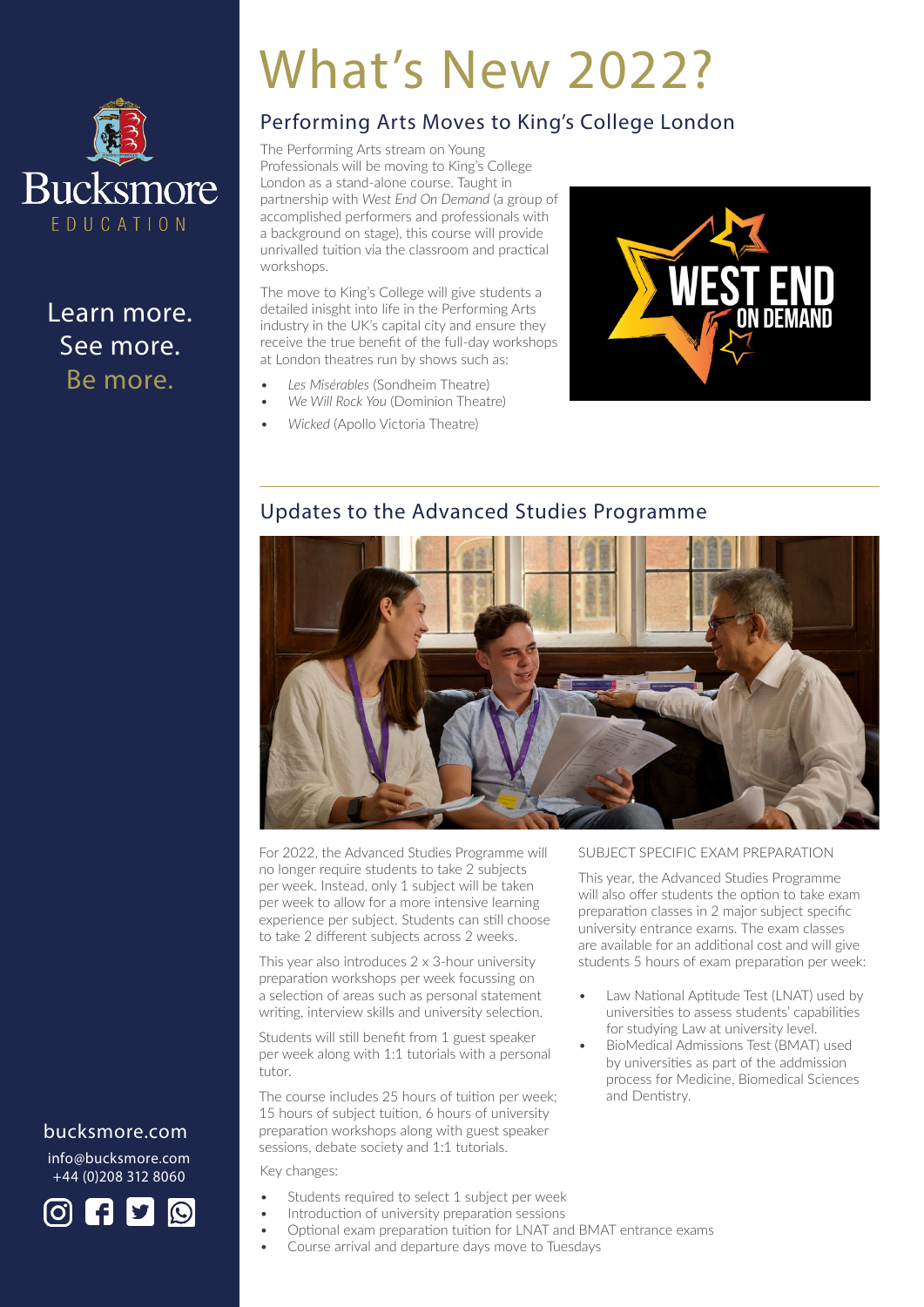Bucksmore
EDUCATION

Learn more.
See more.
Be more.

# What's New 2022?

## Performing Arts Moves to King's College London

The Performing Arts stream on Young Professionals will be moving to King's College London as a stand-alone course. Taught in partnership with *West End On Demand* (a group of accomplished performers and professionals with a background on stage), this course will provide unrivalled tuition via the classroom and practical workshops.

The move to King's College will give students a detailed inisght into life in the Performing Arts industry in the UK's capital city and ensure they receive the true benefit of the full-day workshops at London theatres run by shows such as:

- *Les Misérables* (Sondheim Theatre)
- *We Will Rock You* (Dominion Theatre)
- *Wicked* (Apollo Victoria Theatre)

## Updates to the Advanced Studies Programme

For 2022, the Advanced Studies Programme will no longer require students to take 2 subjects per week. Instead, only 1 subject will be taken per week to allow for a more intensive learning experience per subject. Students can still choose to take 2 different subjects across 2 weeks.

This year also introduces 2 x 3-hour university preparation workshops per week focussing on a selection of areas such as personal statement writing, interview skills and university selection.

Students will still benefit from 1 guest speaker per week along with 1:1 tutorials with a personal tutor.

The course includes 25 hours of tuition per week; 15 hours of subject tuition, 6 hours of university preparation workshops along with guest speaker sessions, debate society and 1:1 tutorials.

Key changes:

- Students required to select 1 subject per week
- Introduction of university preparation sessions
- Optional exam preparation tuition for LNAT and BMAT entrance exams
- Course arrival and departure days move to Tuesdays

### SUBJECT SPECIFIC EXAM PREPARATION

This year, the Advanced Studies Programme will also offer students the option to take exam preparation classes in 2 major subject specific university entrance exams. The exam classes are available for an additional cost and will give students 5 hours of exam preparation per week:

- Law National Aptitude Test (LNAT) used by universities to assess students' capabilities for studying Law at university level.
- BioMedical Admissions Test (BMAT) used by universities as part of the addmission process for Medicine, Biomedical Sciences and Dentistry.

bucksmore.com
info@bucksmore.com
+44 (0)208 312 8060